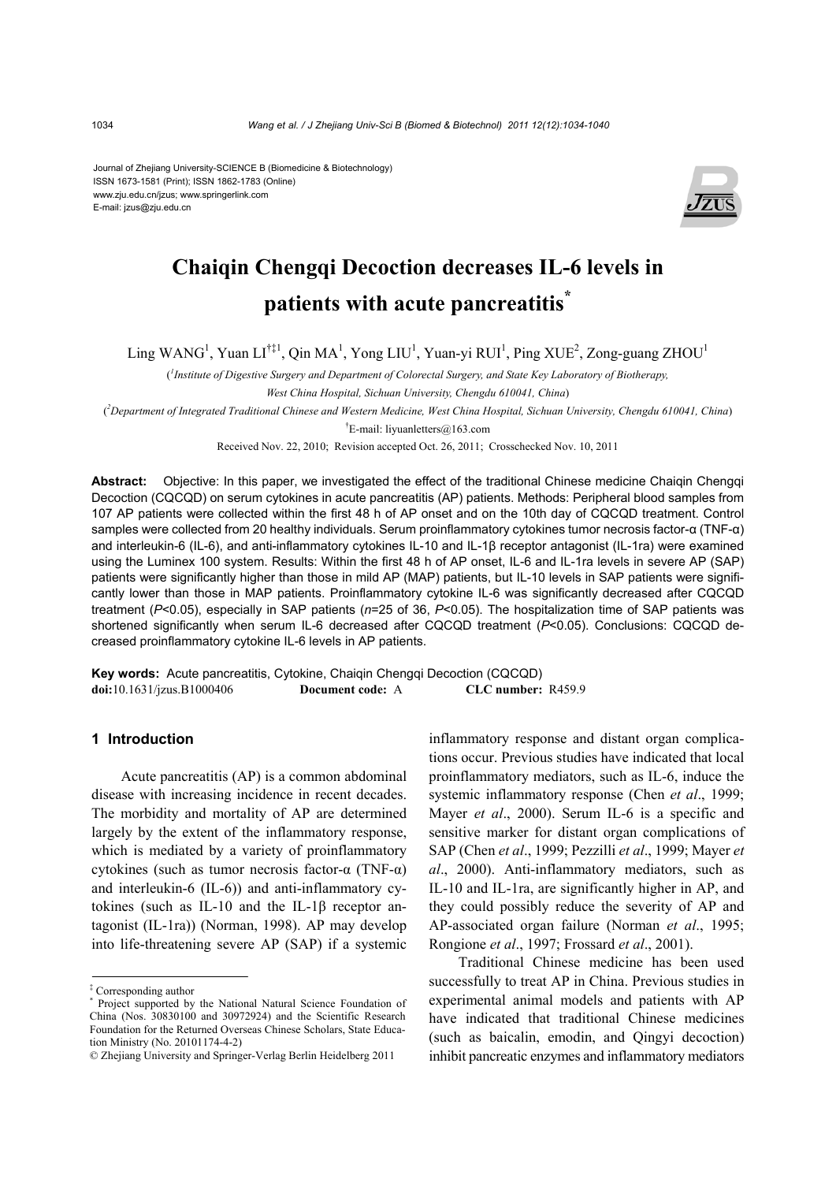Journal of Zhejiang University-SCIENCE B (Biomedicine & Biotechnology)
ISSN 1673-1581 (Print); ISSN 1862-1783 (Online)
www.zju.edu.cn/jzus; www.springerlink.com
E-mail: jzus@zju.edu.cn

# Chaiqin Chengqi Decoction decreases IL-6 levels in patients with acute pancreatitis*

Ling WANG[1], Yuan LI[†‡1], Qin MA[1], Yong LIU[1], Yuan-yi RUI[1], Ping XUE[2], Zong-guang ZHOU[1]

([1]*Institute of Digestive Surgery and Department of Colorectal Surgery, and State Key Laboratory of Biotherapy, West China Hospital, Sichuan University, Chengdu 610041, China*)

([2]*Department of Integrated Traditional Chinese and Western Medicine, West China Hospital, Sichuan University, Chengdu 610041, China*)

[†]E-mail: liyuanletters@163.com

Received Nov. 22, 2010; Revision accepted Oct. 26, 2011; Crosschecked Nov. 10, 2011

**Abstract:** Objective: In this paper, we investigated the effect of the traditional Chinese medicine Chaiqin Chengqi Decoction (CQCQD) on serum cytokines in acute pancreatitis (AP) patients. Methods: Peripheral blood samples from 107 AP patients were collected within the first 48 h of AP onset and on the 10th day of CQCQD treatment. Control samples were collected from 20 healthy individuals. Serum proinflammatory cytokines tumor necrosis factor-α (TNF-α) and interleukin-6 (IL-6), and anti-inflammatory cytokines IL-10 and IL-1β receptor antagonist (IL-1ra) were examined using the Luminex 100 system. Results: Within the first 48 h of AP onset, IL-6 and IL-1ra levels in severe AP (SAP) patients were significantly higher than those in mild AP (MAP) patients, but IL-10 levels in SAP patients were significantly lower than those in MAP patients. Proinflammatory cytokine IL-6 was significantly decreased after CQCQD treatment ($P$<0.05), especially in SAP patients ($n$=25 of 36, $P$<0.05). The hospitalization time of SAP patients was shortened significantly when serum IL-6 decreased after CQCQD treatment ($P$<0.05). Conclusions: CQCQD decreased proinflammatory cytokine IL-6 levels in AP patients.

**Key words:** Acute pancreatitis, Cytokine, Chaiqin Chengqi Decoction (CQCQD)
**doi:**10.1631/jzus.B1000406 **Document code:** A **CLC number:** R459.9

## 1 Introduction

Acute pancreatitis (AP) is a common abdominal disease with increasing incidence in recent decades. The morbidity and mortality of AP are determined largely by the extent of the inflammatory response, which is mediated by a variety of proinflammatory cytokines (such as tumor necrosis factor-α (TNF-α) and interleukin-6 (IL-6)) and anti-inflammatory cytokines (such as IL-10 and the IL-1β receptor antagonist (IL-1ra)) (Norman, 1998). AP may develop into life-threatening severe AP (SAP) if a systemic inflammatory response and distant organ complications occur. Previous studies have indicated that local proinflammatory mediators, such as IL-6, induce the systemic inflammatory response (Chen *et al*., 1999; Mayer *et al*., 2000). Serum IL-6 is a specific and sensitive marker for distant organ complications of SAP (Chen *et al*., 1999; Pezzilli *et al*., 1999; Mayer *et al*., 2000). Anti-inflammatory mediators, such as IL-10 and IL-1ra, are significantly higher in AP, and they could possibly reduce the severity of AP and AP-associated organ failure (Norman *et al*., 1995; Rongione *et al*., 1997; Frossard *et al*., 2001).

Traditional Chinese medicine has been used successfully to treat AP in China. Previous studies in experimental animal models and patients with AP have indicated that traditional Chinese medicines (such as baicalin, emodin, and Qingyi decoction) inhibit pancreatic enzymes and inflammatory mediators

---

[‡] Corresponding author
[*] Project supported by the National Natural Science Foundation of China (Nos. 30830100 and 30972924) and the Scientific Research Foundation for the Returned Overseas Chinese Scholars, State Education Ministry (No. 20101174-4-2)
© Zhejiang University and Springer-Verlag Berlin Heidelberg 2011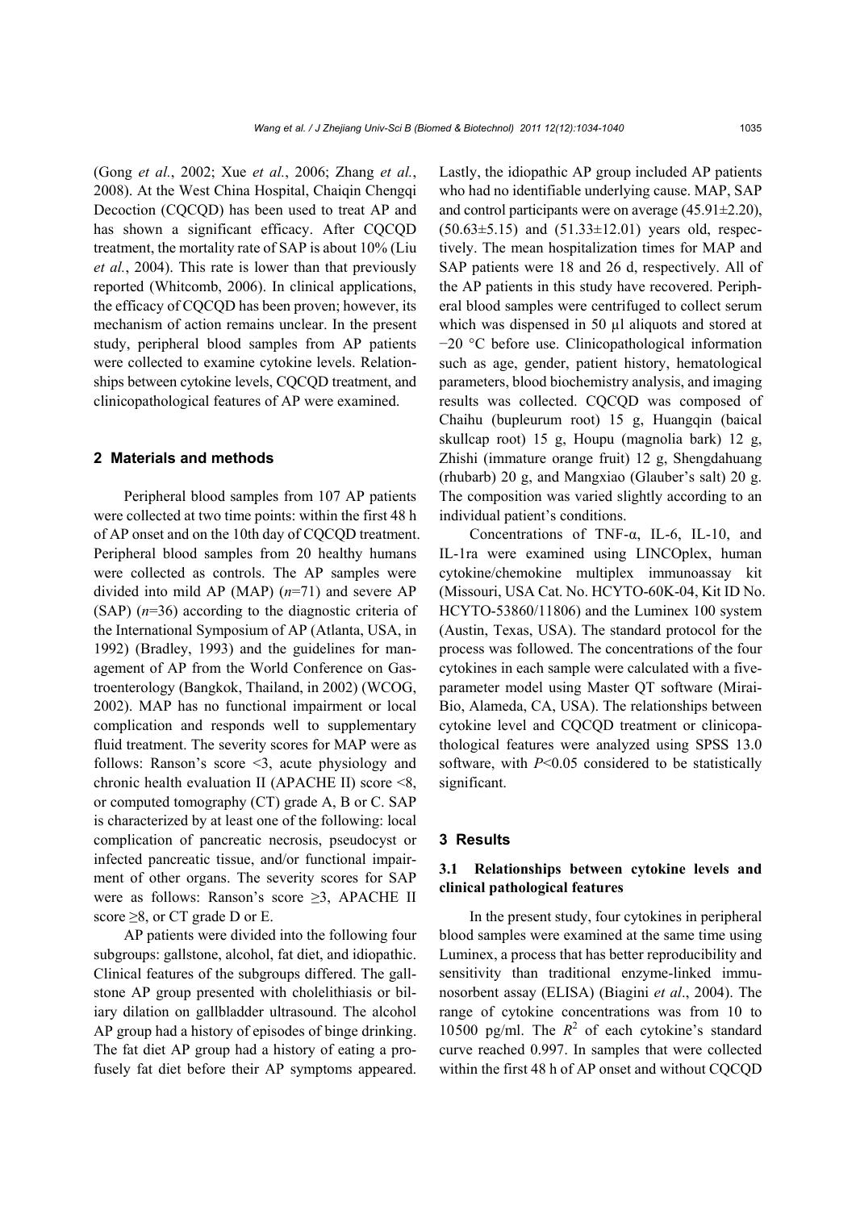(Gong *et al.*, 2002; Xue *et al.*, 2006; Zhang *et al.*, 2008). At the West China Hospital, Chaiqin Chengqi Decoction (CQCQD) has been used to treat AP and has shown a significant efficacy. After CQCQD treatment, the mortality rate of SAP is about 10% (Liu *et al.*, 2004). This rate is lower than that previously reported (Whitcomb, 2006). In clinical applications, the efficacy of CQCQD has been proven; however, its mechanism of action remains unclear. In the present study, peripheral blood samples from AP patients were collected to examine cytokine levels. Relationships between cytokine levels, CQCQD treatment, and clinicopathological features of AP were examined.

## 2 Materials and methods

Peripheral blood samples from 107 AP patients were collected at two time points: within the first 48 h of AP onset and on the 10th day of CQCQD treatment. Peripheral blood samples from 20 healthy humans were collected as controls. The AP samples were divided into mild AP (MAP) ($n$=71) and severe AP (SAP) ($n$=36) according to the diagnostic criteria of the International Symposium of AP (Atlanta, USA, in 1992) (Bradley, 1993) and the guidelines for management of AP from the World Conference on Gastroenterology (Bangkok, Thailand, in 2002) (WCOG, 2002). MAP has no functional impairment or local complication and responds well to supplementary fluid treatment. The severity scores for MAP were as follows: Ranson's score <3, acute physiology and chronic health evaluation II (APACHE II) score <8, or computed tomography (CT) grade A, B or C. SAP is characterized by at least one of the following: local complication of pancreatic necrosis, pseudocyst or infected pancreatic tissue, and/or functional impairment of other organs. The severity scores for SAP were as follows: Ranson's score ≥3, APACHE II score ≥8, or CT grade D or E.

AP patients were divided into the following four subgroups: gallstone, alcohol, fat diet, and idiopathic. Clinical features of the subgroups differed. The gallstone AP group presented with cholelithiasis or biliary dilation on gallbladder ultrasound. The alcohol AP group had a history of episodes of binge drinking. The fat diet AP group had a history of eating a profusely fat diet before their AP symptoms appeared. Lastly, the idiopathic AP group included AP patients who had no identifiable underlying cause. MAP, SAP and control participants were on average (45.91±2.20), (50.63±5.15) and (51.33±12.01) years old, respectively. The mean hospitalization times for MAP and SAP patients were 18 and 26 d, respectively. All of the AP patients in this study have recovered. Peripheral blood samples were centrifuged to collect serum which was dispensed in 50 μl aliquots and stored at −20 °C before use. Clinicopathological information such as age, gender, patient history, hematological parameters, blood biochemistry analysis, and imaging results was collected. CQCQD was composed of Chaihu (bupleurum root) 15 g, Huangqin (baical skullcap root) 15 g, Houpu (magnolia bark) 12 g, Zhishi (immature orange fruit) 12 g, Shengdahuang (rhubarb) 20 g, and Mangxiao (Glauber's salt) 20 g. The composition was varied slightly according to an individual patient's conditions.

Concentrations of TNF-α, IL-6, IL-10, and IL-1ra were examined using LINCOplex, human cytokine/chemokine multiplex immunoassay kit (Missouri, USA Cat. No. HCYTO-60K-04, Kit ID No. HCYTO-53860/11806) and the Luminex 100 system (Austin, Texas, USA). The standard protocol for the process was followed. The concentrations of the four cytokines in each sample were calculated with a five-parameter model using Master QT software (Mirai-Bio, Alameda, CA, USA). The relationships between cytokine level and CQCQD treatment or clinicopathological features were analyzed using SPSS 13.0 software, with $P$<0.05 considered to be statistically significant.

## 3 Results

### 3.1 Relationships between cytokine levels and clinical pathological features

In the present study, four cytokines in peripheral blood samples were examined at the same time using Luminex, a process that has better reproducibility and sensitivity than traditional enzyme-linked immunosorbent assay (ELISA) (Biagini *et al*., 2004). The range of cytokine concentrations was from 10 to 10500 pg/ml. The $R^2$ of each cytokine's standard curve reached 0.997. In samples that were collected within the first 48 h of AP onset and without CQCQD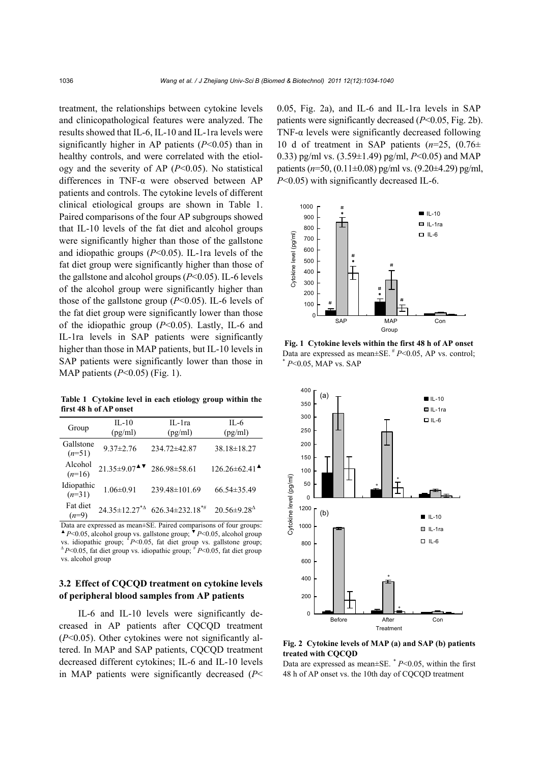treatment, the relationships between cytokine levels and clinicopathological features were analyzed. The results showed that IL-6, IL-10 and IL-1ra levels were significantly higher in AP patients ($P$<0.05) than in healthy controls, and were correlated with the etiology and the severity of AP ($P$<0.05). No statistical differences in TNF-α were observed between AP patients and controls. The cytokine levels of different clinical etiological groups are shown in Table 1. Paired comparisons of the four AP subgroups showed that IL-10 levels of the fat diet and alcohol groups were significantly higher than those of the gallstone and idiopathic groups ($P$<0.05). IL-1ra levels of the fat diet group were significantly higher than those of the gallstone and alcohol groups ($P$<0.05). IL-6 levels of the alcohol group were significantly higher than those of the gallstone group ($P$<0.05). IL-6 levels of the fat diet group were significantly lower than those of the idiopathic group ($P$<0.05). Lastly, IL-6 and IL-1ra levels in SAP patients were significantly higher than those in MAP patients, but IL-10 levels in SAP patients were significantly lower than those in MAP patients ($P$<0.05) (Fig. 1).

**Table 1 Cytokine level in each etiology group within the first 48 h of AP onset**

| Group | IL-10 (pg/ml) | IL-1ra (pg/ml) | IL-6 (pg/ml) |
|---|---|---|---|
| Gallstone ($n$=51) | 9.37±2.76 | 234.72±42.87 | 38.18±18.27 |
| Alcohol ($n$=16) | 21.35±9.07[▲▼] | 286.98±58.61 | 126.26±62.41[▲] |
| Idiopathic ($n$=31) | 1.06±0.91 | 239.48±101.69 | 66.54±35.49 |
| Fat diet ($n$=9) | 24.35±12.27[*Δ] | 626.34±232.18[*#] | 20.56±9.28[Δ] |

Data are expressed as mean±SE. Paired comparisons of four groups: [▲] $P$<0.05, alcohol group vs. gallstone group; [▼] $P$<0.05, alcohol group vs. idiopathic group; [*] $P$<0.05, fat diet group vs. gallstone group; [Δ] $P$<0.05, fat diet group vs. idiopathic group; [#] $P$<0.05, fat diet group vs. alcohol group

### 3.2 Effect of CQCQD treatment on cytokine levels of peripheral blood samples from AP patients

IL-6 and IL-10 levels were significantly decreased in AP patients after CQCQD treatment ($P$<0.05). Other cytokines were not significantly altered. In MAP and SAP patients, CQCQD treatment decreased different cytokines; IL-6 and IL-10 levels in MAP patients were significantly decreased ($P$<0.05, Fig. 2a), and IL-6 and IL-1ra levels in SAP patients were significantly decreased ($P$<0.05, Fig. 2b). TNF-α levels were significantly decreased following 10 d of treatment in SAP patients ($n$=25, (0.76±0.33) pg/ml vs. (3.59±1.49) pg/ml, $P$<0.05) and MAP patients ($n$=50, (0.11±0.08) pg/ml vs. (9.20±4.29) pg/ml, $P$<0.05) with significantly decreased IL-6.

**Fig. 1 Cytokine levels within the first 48 h of AP onset**
Data are expressed as mean±SE. [#] $P$<0.05, AP vs. control; [*] $P$<0.05, MAP vs. SAP

**Fig. 2 Cytokine levels of MAP (a) and SAP (b) patients treated with CQCQD**
Data are expressed as mean±SE. [*] $P$<0.05, within the first 48 h of AP onset vs. the 10th day of CQCQD treatment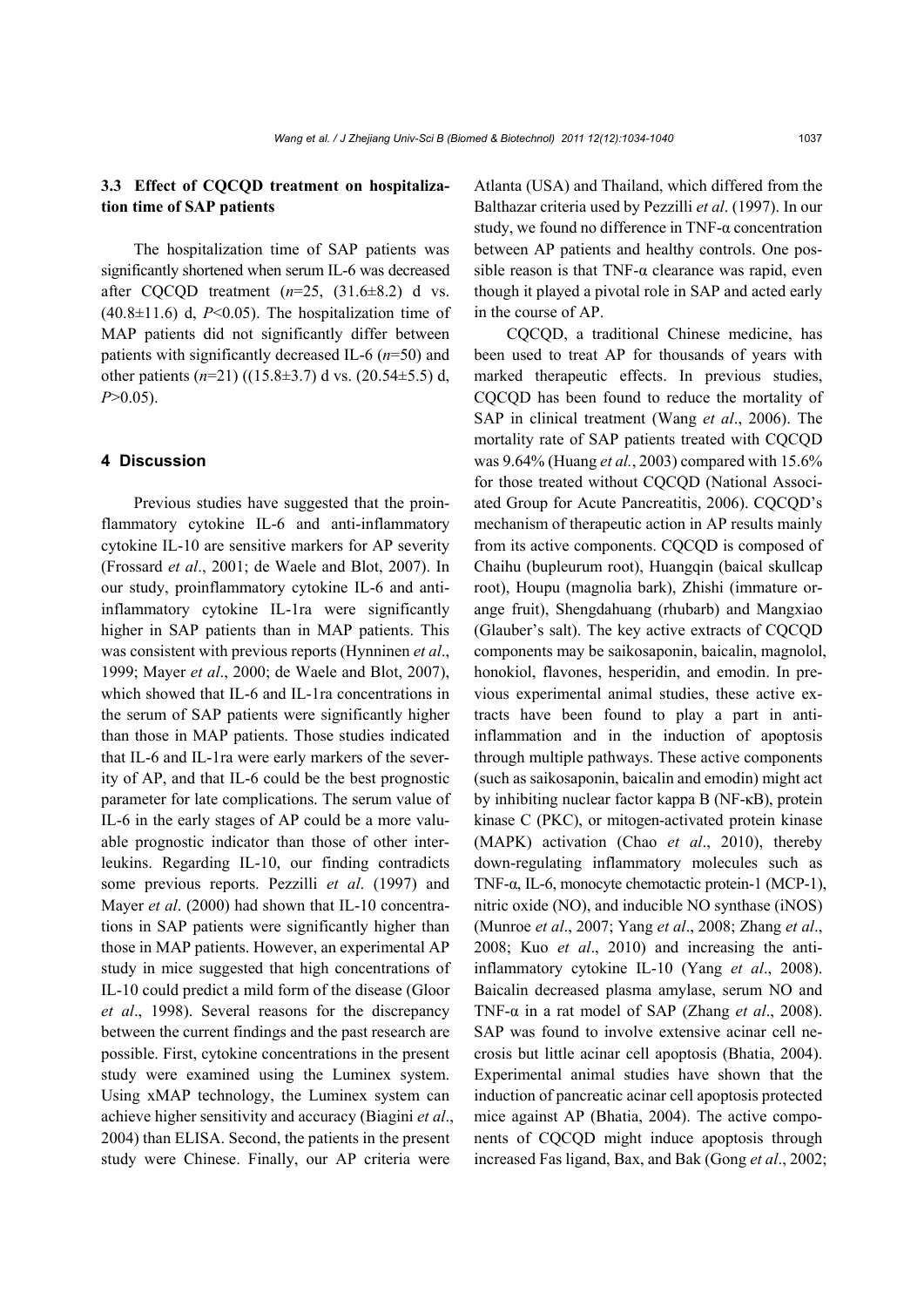### 3.3 Effect of CQCQD treatment on hospitalization time of SAP patients

The hospitalization time of SAP patients was significantly shortened when serum IL-6 was decreased after CQCQD treatment (*n*=25, (31.6±8.2) d vs. (40.8±11.6) d, $P<0.05$). The hospitalization time of MAP patients did not significantly differ between patients with significantly decreased IL-6 (*n*=50) and other patients (*n*=21) ((15.8±3.7) d vs. (20.54±5.5) d, $P>0.05$).

## 4 Discussion

Previous studies have suggested that the proinflammatory cytokine IL-6 and anti-inflammatory cytokine IL-10 are sensitive markers for AP severity (Frossard *et al*., 2001; de Waele and Blot, 2007). In our study, proinflammatory cytokine IL-6 and anti-inflammatory cytokine IL-1ra were significantly higher in SAP patients than in MAP patients. This was consistent with previous reports (Hynninen *et al*., 1999; Mayer *et al*., 2000; de Waele and Blot, 2007), which showed that IL-6 and IL-1ra concentrations in the serum of SAP patients were significantly higher than those in MAP patients. Those studies indicated that IL-6 and IL-1ra were early markers of the severity of AP, and that IL-6 could be the best prognostic parameter for late complications. The serum value of IL-6 in the early stages of AP could be a more valuable prognostic indicator than those of other interleukins. Regarding IL-10, our finding contradicts some previous reports. Pezzilli *et al*. (1997) and Mayer *et al*. (2000) had shown that IL-10 concentrations in SAP patients were significantly higher than those in MAP patients. However, an experimental AP study in mice suggested that high concentrations of IL-10 could predict a mild form of the disease (Gloor *et al*., 1998). Several reasons for the discrepancy between the current findings and the past research are possible. First, cytokine concentrations in the present study were examined using the Luminex system. Using xMAP technology, the Luminex system can achieve higher sensitivity and accuracy (Biagini *et al*., 2004) than ELISA. Second, the patients in the present study were Chinese. Finally, our AP criteria were Atlanta (USA) and Thailand, which differed from the Balthazar criteria used by Pezzilli *et al*. (1997). In our study, we found no difference in TNF-α concentration between AP patients and healthy controls. One possible reason is that TNF-α clearance was rapid, even though it played a pivotal role in SAP and acted early in the course of AP.

CQCQD, a traditional Chinese medicine, has been used to treat AP for thousands of years with marked therapeutic effects. In previous studies, CQCQD has been found to reduce the mortality of SAP in clinical treatment (Wang *et al*., 2006). The mortality rate of SAP patients treated with CQCQD was 9.64% (Huang *et al.*, 2003) compared with 15.6% for those treated without CQCQD (National Associated Group for Acute Pancreatitis, 2006). CQCQD's mechanism of therapeutic action in AP results mainly from its active components. CQCQD is composed of Chaihu (bupleurum root), Huangqin (baical skullcap root), Houpu (magnolia bark), Zhishi (immature orange fruit), Shengdahuang (rhubarb) and Mangxiao (Glauber's salt). The key active extracts of CQCQD components may be saikosaponin, baicalin, magnolol, honokiol, flavones, hesperidin, and emodin. In previous experimental animal studies, these active extracts have been found to play a part in anti-inflammation and in the induction of apoptosis through multiple pathways. These active components (such as saikosaponin, baicalin and emodin) might act by inhibiting nuclear factor kappa B (NF-κB), protein kinase C (PKC), or mitogen-activated protein kinase (MAPK) activation (Chao *et al*., 2010), thereby down-regulating inflammatory molecules such as TNF-α, IL-6, monocyte chemotactic protein-1 (MCP-1), nitric oxide (NO), and inducible NO synthase (iNOS) (Munroe *et al*., 2007; Yang *et al*., 2008; Zhang *et al*., 2008; Kuo *et al*., 2010) and increasing the anti-inflammatory cytokine IL-10 (Yang *et al*., 2008). Baicalin decreased plasma amylase, serum NO and TNF-α in a rat model of SAP (Zhang *et al*., 2008). SAP was found to involve extensive acinar cell necrosis but little acinar cell apoptosis (Bhatia, 2004). Experimental animal studies have shown that the induction of pancreatic acinar cell apoptosis protected mice against AP (Bhatia, 2004). The active components of CQCQD might induce apoptosis through increased Fas ligand, Bax, and Bak (Gong *et al*., 2002;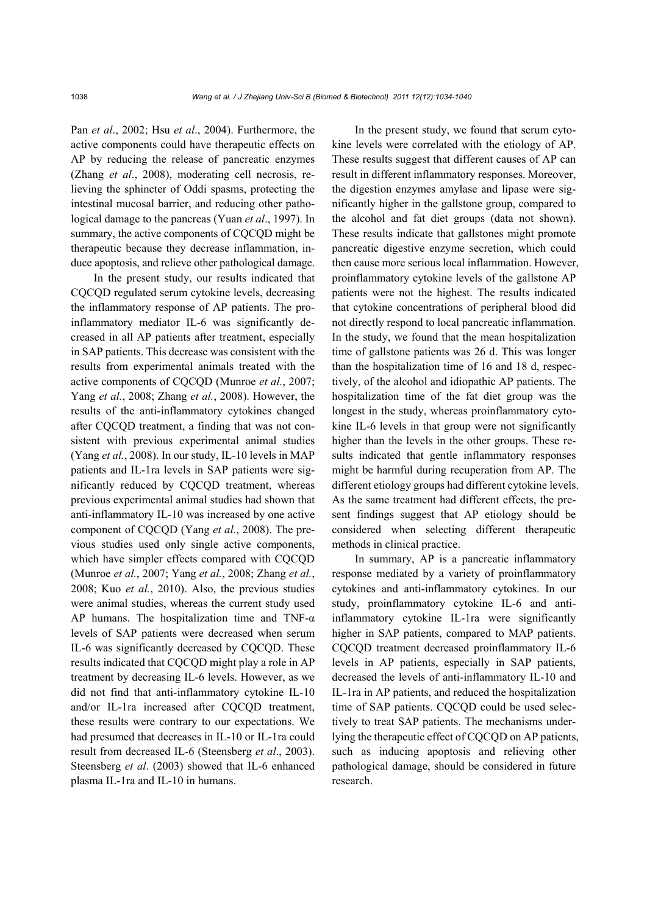Pan *et al*., 2002; Hsu *et al*., 2004). Furthermore, the active components could have therapeutic effects on AP by reducing the release of pancreatic enzymes (Zhang *et al*., 2008), moderating cell necrosis, relieving the sphincter of Oddi spasms, protecting the intestinal mucosal barrier, and reducing other pathological damage to the pancreas (Yuan *et al*., 1997). In summary, the active components of CQCQD might be therapeutic because they decrease inflammation, induce apoptosis, and relieve other pathological damage.

In the present study, our results indicated that CQCQD regulated serum cytokine levels, decreasing the inflammatory response of AP patients. The proinflammatory mediator IL-6 was significantly decreased in all AP patients after treatment, especially in SAP patients. This decrease was consistent with the results from experimental animals treated with the active components of CQCQD (Munroe *et al.*, 2007; Yang *et al.*, 2008; Zhang *et al.*, 2008). However, the results of the anti-inflammatory cytokines changed after CQCQD treatment, a finding that was not consistent with previous experimental animal studies (Yang *et al.*, 2008). In our study, IL-10 levels in MAP patients and IL-1ra levels in SAP patients were significantly reduced by CQCQD treatment, whereas previous experimental animal studies had shown that anti-inflammatory IL-10 was increased by one active component of CQCQD (Yang *et al.*, 2008). The previous studies used only single active components, which have simpler effects compared with CQCQD (Munroe *et al.*, 2007; Yang *et al.*, 2008; Zhang *et al.*, 2008; Kuo *et al.*, 2010). Also, the previous studies were animal studies, whereas the current study used AP humans. The hospitalization time and TNF-α levels of SAP patients were decreased when serum IL-6 was significantly decreased by CQCQD. These results indicated that CQCQD might play a role in AP treatment by decreasing IL-6 levels. However, as we did not find that anti-inflammatory cytokine IL-10 and/or IL-1ra increased after CQCQD treatment, these results were contrary to our expectations. We had presumed that decreases in IL-10 or IL-1ra could result from decreased IL-6 (Steensberg *et al*., 2003). Steensberg *et al*. (2003) showed that IL-6 enhanced plasma IL-1ra and IL-10 in humans.

In the present study, we found that serum cytokine levels were correlated with the etiology of AP. These results suggest that different causes of AP can result in different inflammatory responses. Moreover, the digestion enzymes amylase and lipase were significantly higher in the gallstone group, compared to the alcohol and fat diet groups (data not shown). These results indicate that gallstones might promote pancreatic digestive enzyme secretion, which could then cause more serious local inflammation. However, proinflammatory cytokine levels of the gallstone AP patients were not the highest. The results indicated that cytokine concentrations of peripheral blood did not directly respond to local pancreatic inflammation. In the study, we found that the mean hospitalization time of gallstone patients was 26 d. This was longer than the hospitalization time of 16 and 18 d, respectively, of the alcohol and idiopathic AP patients. The hospitalization time of the fat diet group was the longest in the study, whereas proinflammatory cytokine IL-6 levels in that group were not significantly higher than the levels in the other groups. These results indicated that gentle inflammatory responses might be harmful during recuperation from AP. The different etiology groups had different cytokine levels. As the same treatment had different effects, the present findings suggest that AP etiology should be considered when selecting different therapeutic methods in clinical practice.

In summary, AP is a pancreatic inflammatory response mediated by a variety of proinflammatory cytokines and anti-inflammatory cytokines. In our study, proinflammatory cytokine IL-6 and anti-inflammatory cytokine IL-1ra were significantly higher in SAP patients, compared to MAP patients. CQCQD treatment decreased proinflammatory IL-6 levels in AP patients, especially in SAP patients, decreased the levels of anti-inflammatory IL-10 and IL-1ra in AP patients, and reduced the hospitalization time of SAP patients. CQCQD could be used selectively to treat SAP patients. The mechanisms underlying the therapeutic effect of CQCQD on AP patients, such as inducing apoptosis and relieving other pathological damage, should be considered in future research.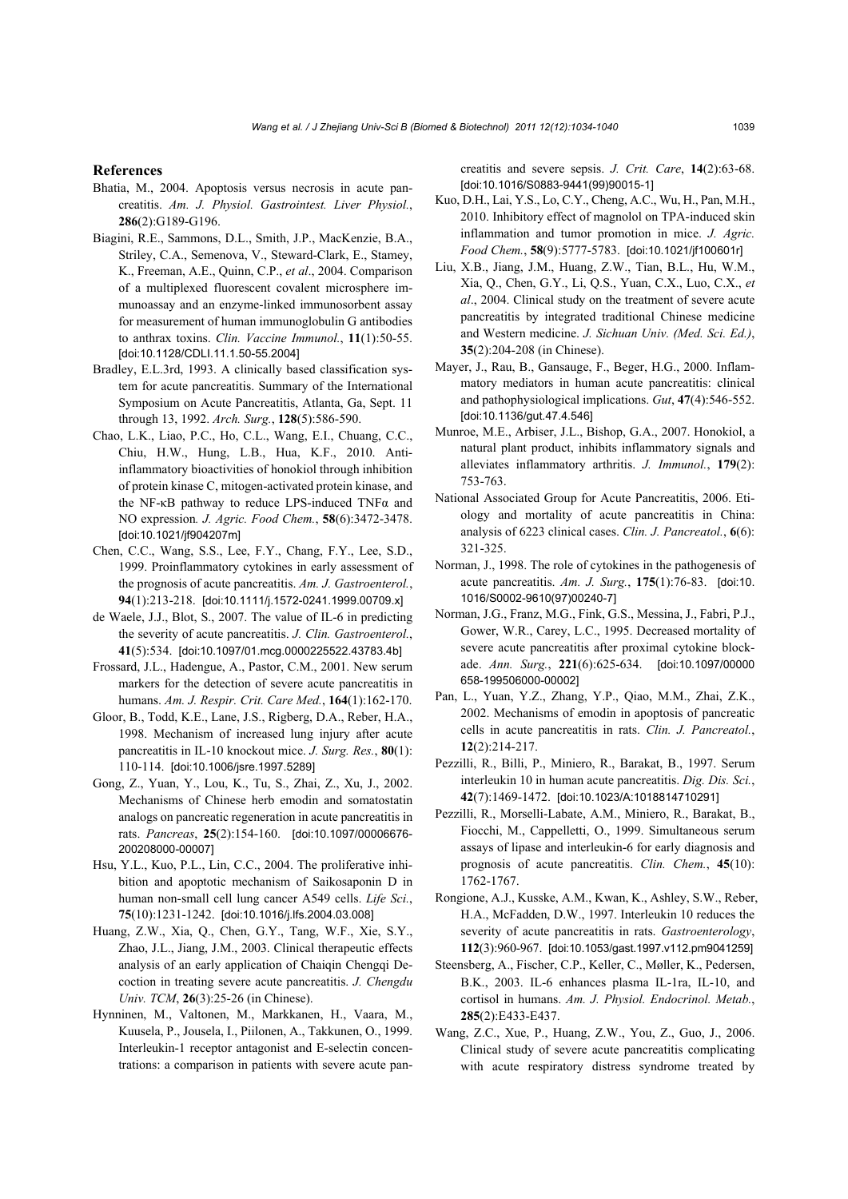## References

Bhatia, M., 2004. Apoptosis versus necrosis in acute pancreatitis. *Am. J. Physiol. Gastrointest. Liver Physiol.*, **286**(2):G189-G196.

Biagini, R.E., Sammons, D.L., Smith, J.P., MacKenzie, B.A., Striley, C.A., Semenova, V., Steward-Clark, E., Stamey, K., Freeman, A.E., Quinn, C.P., *et al*., 2004. Comparison of a multiplexed fluorescent covalent microsphere immunoassay and an enzyme-linked immunosorbent assay for measurement of human immunoglobulin G antibodies to anthrax toxins. *Clin. Vaccine Immunol.*, **11**(1):50-55. [doi:10.1128/CDLI.11.1.50-55.2004]

Bradley, E.L.3rd, 1993. A clinically based classification system for acute pancreatitis. Summary of the International Symposium on Acute Pancreatitis, Atlanta, Ga, Sept. 11 through 13, 1992. *Arch. Surg.*, **128**(5):586-590.

Chao, L.K., Liao, P.C., Ho, C.L., Wang, E.I., Chuang, C.C., Chiu, H.W., Hung, L.B., Hua, K.F., 2010. Anti-inflammatory bioactivities of honokiol through inhibition of protein kinase C, mitogen-activated protein kinase, and the NF-κB pathway to reduce LPS-induced TNFα and NO expression. *J. Agric. Food Chem.*, **58**(6):3472-3478. [doi:10.1021/jf904207m]

Chen, C.C., Wang, S.S., Lee, F.Y., Chang, F.Y., Lee, S.D., 1999. Proinflammatory cytokines in early assessment of the prognosis of acute pancreatitis. *Am. J. Gastroenterol.*, **94**(1):213-218. [doi:10.1111/j.1572-0241.1999.00709.x]

de Waele, J.J., Blot, S., 2007. The value of IL-6 in predicting the severity of acute pancreatitis. *J. Clin. Gastroenterol.*, **41**(5):534. [doi:10.1097/01.mcg.0000225522.43783.4b]

Frossard, J.L., Hadengue, A., Pastor, C.M., 2001. New serum markers for the detection of severe acute pancreatitis in humans. *Am. J. Respir. Crit. Care Med.*, **164**(1):162-170.

Gloor, B., Todd, K.E., Lane, J.S., Rigberg, D.A., Reber, H.A., 1998. Mechanism of increased lung injury after acute pancreatitis in IL-10 knockout mice. *J. Surg. Res.*, **80**(1): 110-114. [doi:10.1006/jsre.1997.5289]

Gong, Z., Yuan, Y., Lou, K., Tu, S., Zhai, Z., Xu, J., 2002. Mechanisms of Chinese herb emodin and somatostatin analogs on pancreatic regeneration in acute pancreatitis in rats. *Pancreas*, **25**(2):154-160. [doi:10.1097/00006676-200208000-00007]

Hsu, Y.L., Kuo, P.L., Lin, C.C., 2004. The proliferative inhibition and apoptotic mechanism of Saikosaponin D in human non-small cell lung cancer A549 cells. *Life Sci.*, **75**(10):1231-1242. [doi:10.1016/j.lfs.2004.03.008]

Huang, Z.W., Xia, Q., Chen, G.Y., Tang, W.F., Xie, S.Y., Zhao, J.L., Jiang, J.M., 2003. Clinical therapeutic effects analysis of an early application of Chaiqin Chengqi Decoction in treating severe acute pancreatitis. *J. Chengdu Univ. TCM*, **26**(3):25-26 (in Chinese).

Hynninen, M., Valtonen, M., Markkanen, H., Vaara, M., Kuusela, P., Jousela, I., Piilonen, A., Takkunen, O., 1999. Interleukin-1 receptor antagonist and E-selectin concentrations: a comparison in patients with severe acute pancreatitis and severe sepsis. *J. Crit. Care*, **14**(2):63-68. [doi:10.1016/S0883-9441(99)90015-1]

Kuo, D.H., Lai, Y.S., Lo, C.Y., Cheng, A.C., Wu, H., Pan, M.H., 2010. Inhibitory effect of magnolol on TPA-induced skin inflammation and tumor promotion in mice. *J. Agric. Food Chem.*, **58**(9):5777-5783. [doi:10.1021/jf100601r]

Liu, X.B., Jiang, J.M., Huang, Z.W., Tian, B.L., Hu, W.M., Xia, Q., Chen, G.Y., Li, Q.S., Yuan, C.X., Luo, C.X., *et al*., 2004. Clinical study on the treatment of severe acute pancreatitis by integrated traditional Chinese medicine and Western medicine. *J. Sichuan Univ. (Med. Sci. Ed.)*, **35**(2):204-208 (in Chinese).

Mayer, J., Rau, B., Gansauge, F., Beger, H.G., 2000. Inflammatory mediators in human acute pancreatitis: clinical and pathophysiological implications. *Gut*, **47**(4):546-552. [doi:10.1136/gut.47.4.546]

Munroe, M.E., Arbiser, J.L., Bishop, G.A., 2007. Honokiol, a natural plant product, inhibits inflammatory signals and alleviates inflammatory arthritis. *J. Immunol.*, **179**(2): 753-763.

National Associated Group for Acute Pancreatitis, 2006. Etiology and mortality of acute pancreatitis in China: analysis of 6223 clinical cases. *Clin. J. Pancreatol.*, **6**(6): 321-325.

Norman, J., 1998. The role of cytokines in the pathogenesis of acute pancreatitis. *Am. J. Surg.*, **175**(1):76-83. [doi:10.1016/S0002-9610(97)00240-7]

Norman, J.G., Franz, M.G., Fink, G.S., Messina, J., Fabri, P.J., Gower, W.R., Carey, L.C., 1995. Decreased mortality of severe acute pancreatitis after proximal cytokine blockade. *Ann. Surg.*, **221**(6):625-634. [doi:10.1097/00000658-199506000-00002]

Pan, L., Yuan, Y.Z., Zhang, Y.P., Qiao, M.M., Zhai, Z.K., 2002. Mechanisms of emodin in apoptosis of pancreatic cells in acute pancreatitis in rats. *Clin. J. Pancreatol.*, **12**(2):214-217.

Pezzilli, R., Billi, P., Miniero, R., Barakat, B., 1997. Serum interleukin 10 in human acute pancreatitis. *Dig. Dis. Sci.*, **42**(7):1469-1472. [doi:10.1023/A:1018814710291]

Pezzilli, R., Morselli-Labate, A.M., Miniero, R., Barakat, B., Fiocchi, M., Cappelletti, O., 1999. Simultaneous serum assays of lipase and interleukin-6 for early diagnosis and prognosis of acute pancreatitis. *Clin. Chem.*, **45**(10): 1762-1767.

Rongione, A.J., Kusske, A.M., Kwan, K., Ashley, S.W., Reber, H.A., McFadden, D.W., 1997. Interleukin 10 reduces the severity of acute pancreatitis in rats. *Gastroenterology*, **112**(3):960-967. [doi:10.1053/gast.1997.v112.pm9041259]

Steensberg, A., Fischer, C.P., Keller, C., Møller, K., Pedersen, B.K., 2003. IL-6 enhances plasma IL-1ra, IL-10, and cortisol in humans. *Am. J. Physiol. Endocrinol. Metab.*, **285**(2):E433-E437.

Wang, Z.C., Xue, P., Huang, Z.W., You, Z., Guo, J., 2006. Clinical study of severe acute pancreatitis complicating with acute respiratory distress syndrome treated by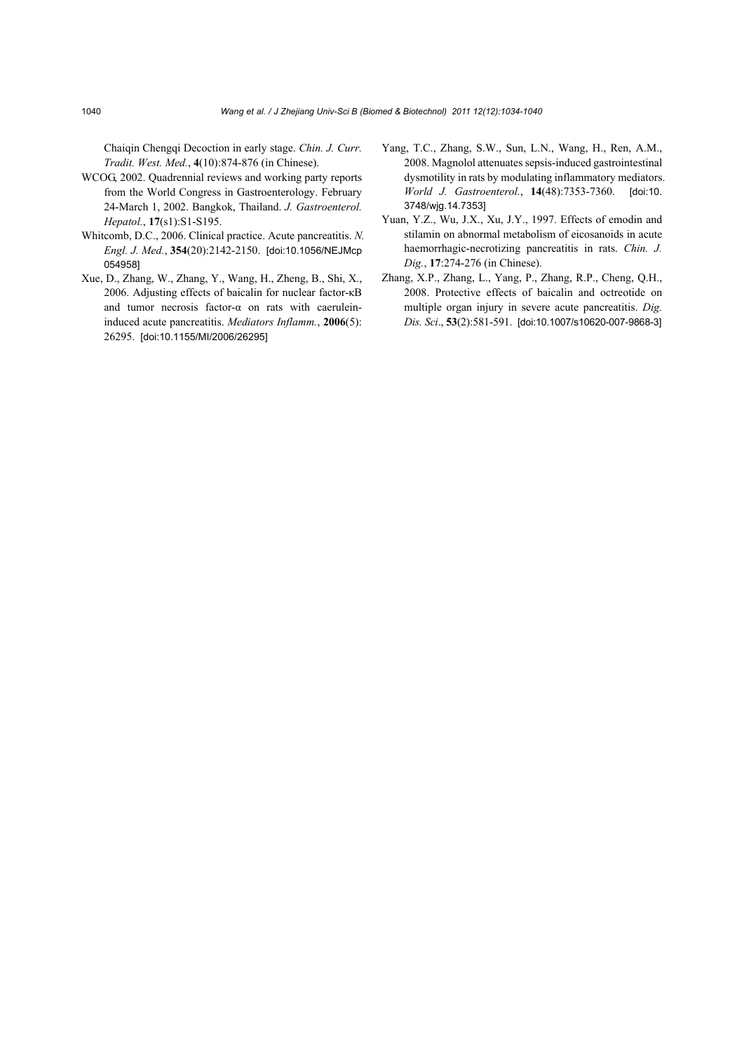Chaiqin Chengqi Decoction in early stage. *Chin. J. Curr. Tradit. West. Med.*, **4**(10):874-876 (in Chinese).

WCOG, 2002. Quadrennial reviews and working party reports from the World Congress in Gastroenterology. February 24-March 1, 2002. Bangkok, Thailand. *J. Gastroenterol. Hepatol.*, **17**(s1):S1-S195.

Whitcomb, D.C., 2006. Clinical practice. Acute pancreatitis. *N. Engl. J. Med.*, **354**(20):2142-2150. [doi:10.1056/NEJMcp054958]

Xue, D., Zhang, W., Zhang, Y., Wang, H., Zheng, B., Shi, X., 2006. Adjusting effects of baicalin for nuclear factor-κB and tumor necrosis factor-α on rats with caerulein-induced acute pancreatitis. *Mediators Inflamm.*, **2006**(5): 26295. [doi:10.1155/MI/2006/26295]

Yang, T.C., Zhang, S.W., Sun, L.N., Wang, H., Ren, A.M., 2008. Magnolol attenuates sepsis-induced gastrointestinal dysmotility in rats by modulating inflammatory mediators. *World J. Gastroenterol.*, **14**(48):7353-7360. [doi:10.3748/wjg.14.7353]

Yuan, Y.Z., Wu, J.X., Xu, J.Y., 1997. Effects of emodin and stilamin on abnormal metabolism of eicosanoids in acute haemorrhagic-necrotizing pancreatitis in rats. *Chin. J. Dig.*, **17**:274-276 (in Chinese).

Zhang, X.P., Zhang, L., Yang, P., Zhang, R.P., Cheng, Q.H., 2008. Protective effects of baicalin and octreotide on multiple organ injury in severe acute pancreatitis. *Dig. Dis. Sci*., **53**(2):581-591. [doi:10.1007/s10620-007-9868-3]